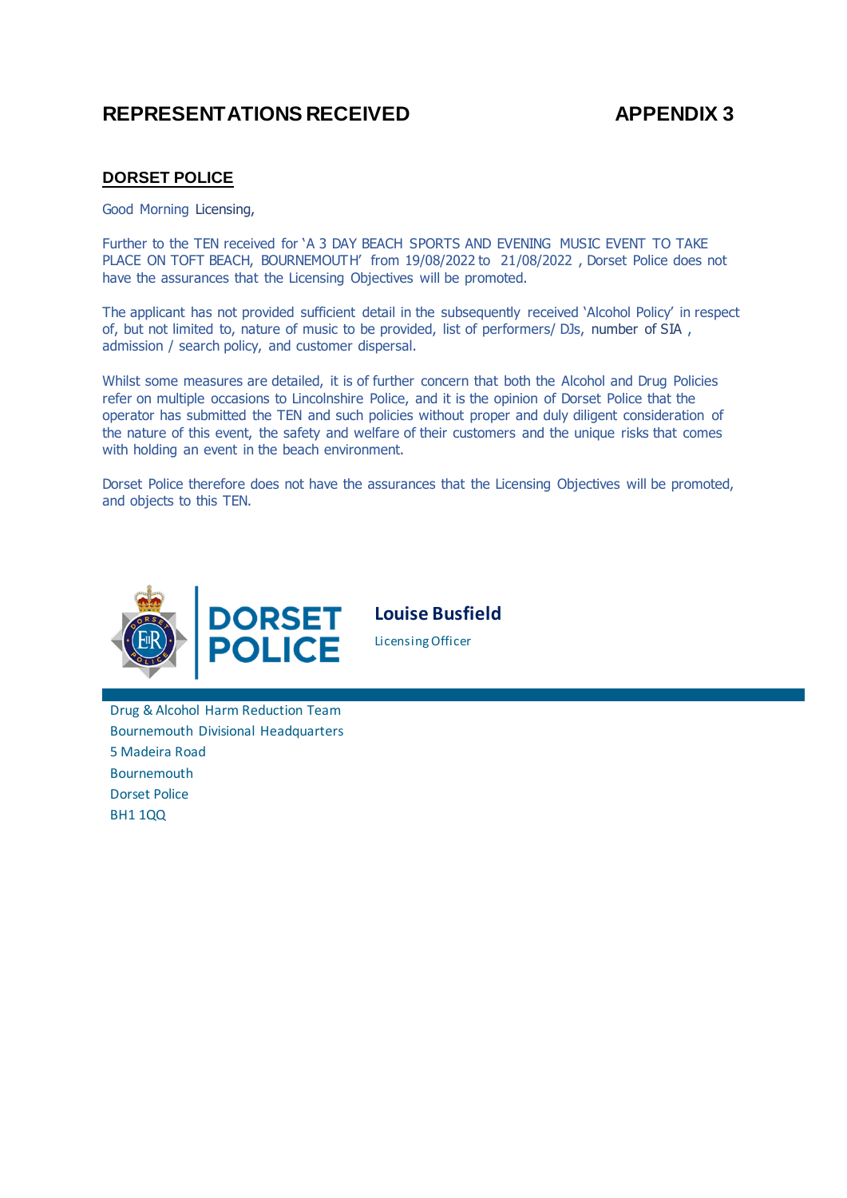# REPRESENTATIONS RECEIVED APPENDIX 3

## DORSET POLICE

Good Morning Licensing,

Further to the TEN received for 'A 3 DAY BEACH SPORTS AND EVENING MUSIC EVENT TO TAKE PLACE ON TOFT BEACH, BOURNEMOUTH' from 19/08/2022 to 21/08/2022 , Dorset Police does not have the assurances that the Licensing Objectives will be promoted.

The applicant has not provided sufficient detail in the subsequently received 'Alcohol Policy' in respect of, but not limited to, nature of music to be provided, list of performers/ DJs, number of SIA , admission / search policy, and customer dispersal.

Whilst some measures are detailed, it is of further concern that both the Alcohol and Drug Policies refer on multiple occasions to Lincolnshire Police, and it is the opinion of Dorset Police that the operator has submitted the TEN and such policies without proper and duly diligent consideration of the nature of this event, the safety and welfare of their customers and the unique risks that comes with holding an event in the beach environment.

Dorset Police therefore does not have the assurances that the Licensing Objectives will be promoted, and objects to this TEN.

DORSET POLICE

**Louise Busfield**
Licensing Officer

Drug & Alcohol Harm Reduction Team
Bournemouth Divisional Headquarters
5 Madeira Road
Bournemouth
Dorset Police
BH1 1QQ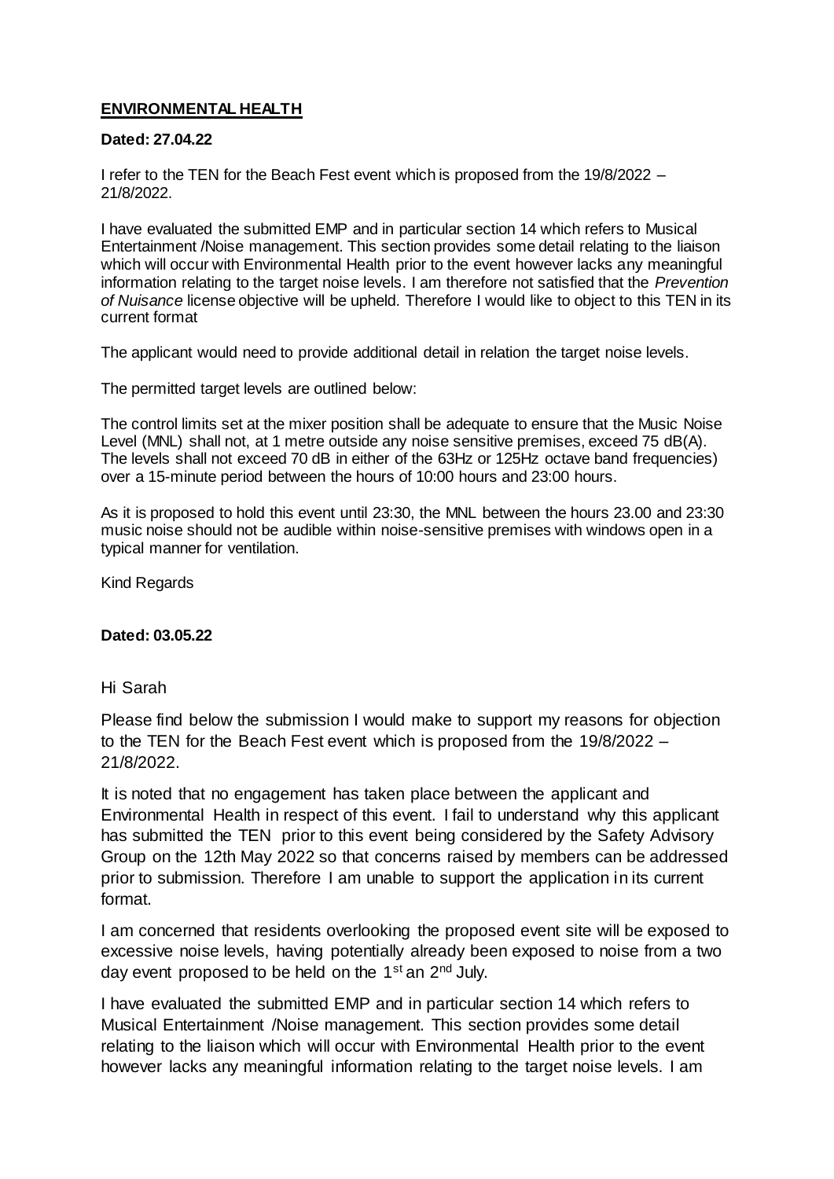## **ENVIRONMENTAL HEALTH**

**Dated: 27.04.22**

I refer to the TEN for the Beach Fest event which is proposed from the 19/8/2022 – 21/8/2022.

I have evaluated the submitted EMP and in particular section 14 which refers to Musical Entertainment /Noise management. This section provides some detail relating to the liaison which will occur with Environmental Health prior to the event however lacks any meaningful information relating to the target noise levels. I am therefore not satisfied that the *Prevention of Nuisance* license objective will be upheld. Therefore I would like to object to this TEN in its current format

The applicant would need to provide additional detail in relation the target noise levels.

The permitted target levels are outlined below:

The control limits set at the mixer position shall be adequate to ensure that the Music Noise Level (MNL) shall not, at 1 metre outside any noise sensitive premises, exceed 75 dB(A). The levels shall not exceed 70 dB in either of the 63Hz or 125Hz octave band frequencies) over a 15-minute period between the hours of 10:00 hours and 23:00 hours.

As it is proposed to hold this event until 23:30, the MNL between the hours 23.00 and 23:30 music noise should not be audible within noise-sensitive premises with windows open in a typical manner for ventilation.

Kind Regards

**Dated: 03.05.22**

Hi Sarah

Please find below the submission I would make to support my reasons for objection to the TEN for the Beach Fest event which is proposed from the 19/8/2022 – 21/8/2022.

It is noted that no engagement has taken place between the applicant and Environmental Health in respect of this event. I fail to understand why this applicant has submitted the TEN prior to this event being considered by the Safety Advisory Group on the 12th May 2022 so that concerns raised by members can be addressed prior to submission. Therefore I am unable to support the application in its current format.

I am concerned that residents overlooking the proposed event site will be exposed to excessive noise levels, having potentially already been exposed to noise from a two day event proposed to be held on the 1st an 2nd July.

I have evaluated the submitted EMP and in particular section 14 which refers to Musical Entertainment /Noise management. This section provides some detail relating to the liaison which will occur with Environmental Health prior to the event however lacks any meaningful information relating to the target noise levels. I am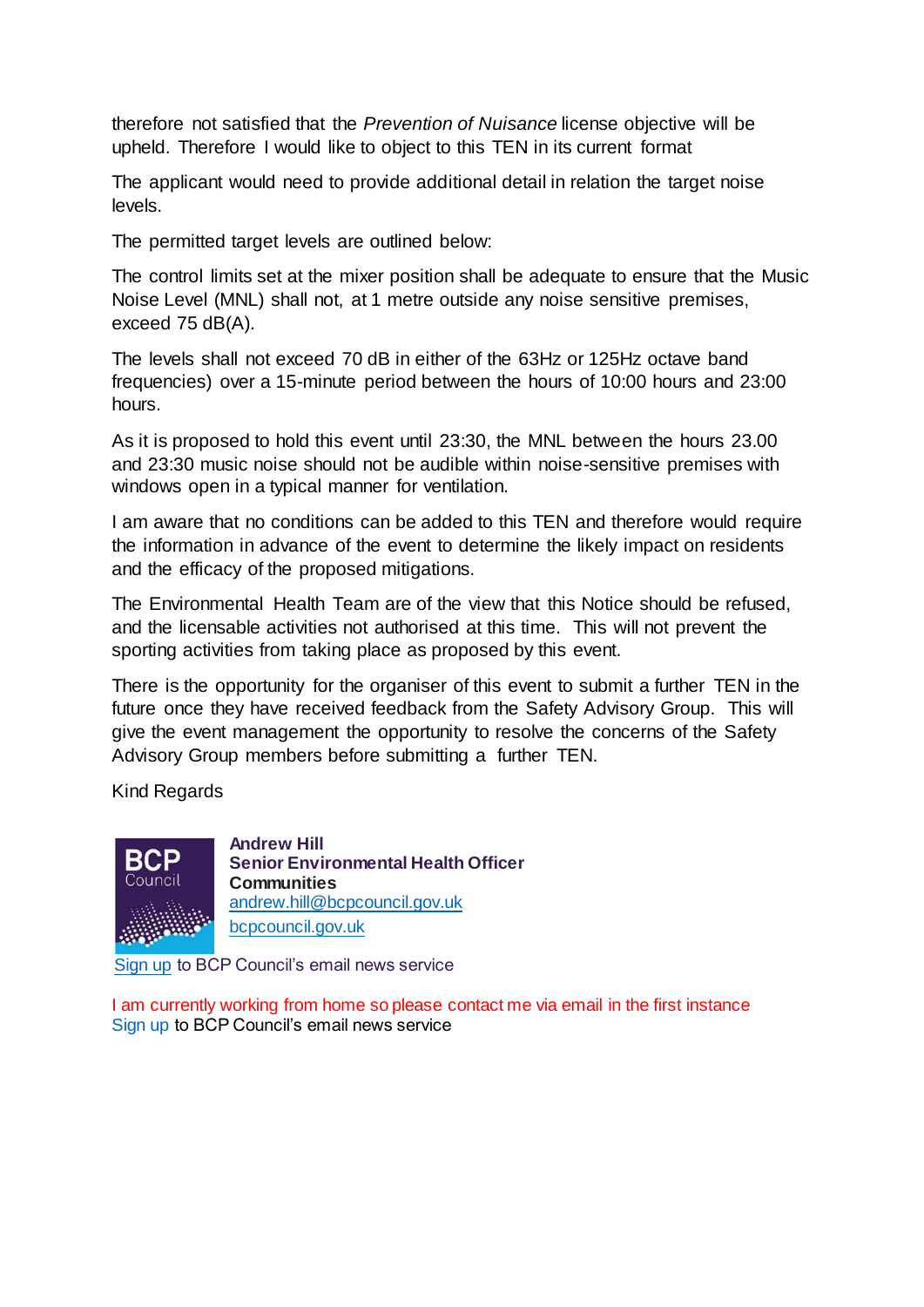therefore not satisfied that the *Prevention of Nuisance* license objective will be upheld. Therefore I would like to object to this TEN in its current format

The applicant would need to provide additional detail in relation the target noise levels.

The permitted target levels are outlined below:

The control limits set at the mixer position shall be adequate to ensure that the Music Noise Level (MNL) shall not, at 1 metre outside any noise sensitive premises, exceed 75 dB(A).

The levels shall not exceed 70 dB in either of the 63Hz or 125Hz octave band frequencies) over a 15-minute period between the hours of 10:00 hours and 23:00 hours.

As it is proposed to hold this event until 23:30, the MNL between the hours 23.00 and 23:30 music noise should not be audible within noise-sensitive premises with windows open in a typical manner for ventilation.

I am aware that no conditions can be added to this TEN and therefore would require the information in advance of the event to determine the likely impact on residents and the efficacy of the proposed mitigations.

The Environmental Health Team are of the view that this Notice should be refused, and the licensable activities not authorised at this time. This will not prevent the sporting activities from taking place as proposed by this event.

There is the opportunity for the organiser of this event to submit a further TEN in the future once they have received feedback from the Safety Advisory Group. This will give the event management the opportunity to resolve the concerns of the Safety Advisory Group members before submitting a further TEN.

Kind Regards

BCP Council

**Andrew Hill**
**Senior Environmental Health Officer**
**Communities**
andrew.hill@bcpcouncil.gov.uk
bcpcouncil.gov.uk

Sign up to BCP Council's email news service

I am currently working from home so please contact me via email in the first instance
Sign up to BCP Council's email news service